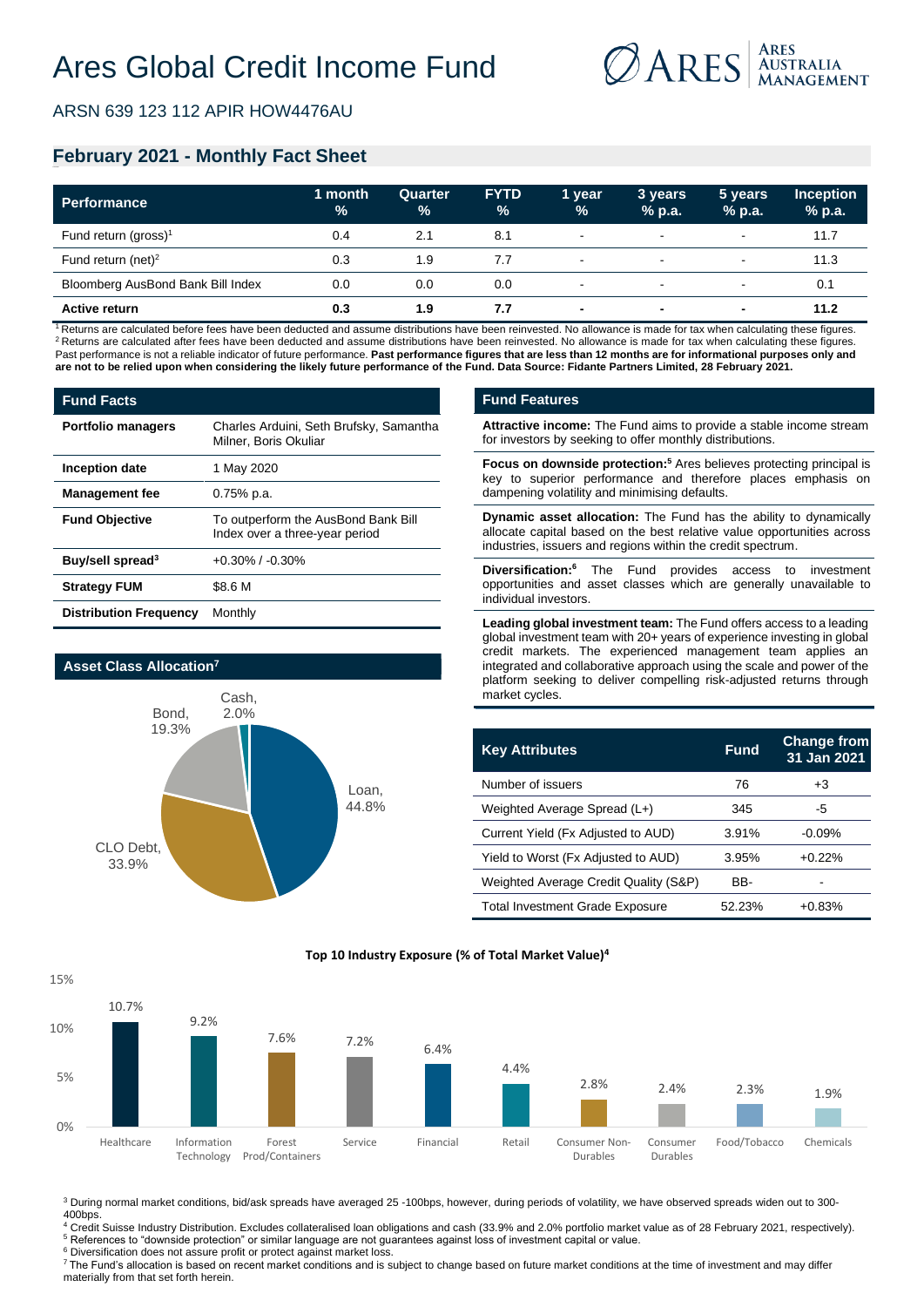# Ares Global Credit Income Fund

ARSN 639 123 112 APIR HOW4476AU

## February 2021 - Monthly Fact Sheet

| Performance | 1 month % | Quarter % | FYTD % | 1 year % | 3 years % p.a. | 5 years % p.a. | Inception % p.a. |
|---|---|---|---|---|---|---|---|
| Fund return (gross)[1] | 0.4 | 2.1 | 8.1 | - | - | - | 11.7 |
| Fund return (net)[2] | 0.3 | 1.9 | 7.7 | - | - | - | 11.3 |
| Bloomberg AusBond Bank Bill Index | 0.0 | 0.0 | 0.0 | - | - | - | 0.1 |
| **Active return** | **0.3** | **1.9** | **7.7** | **-** | **-** | **-** | **11.2** |

[1] Returns are calculated before fees have been deducted and assume distributions have been reinvested. No allowance is made for tax when calculating these figures.
[2] Returns are calculated after fees have been deducted and assume distributions have been reinvested. No allowance is made for tax when calculating these figures.
Past performance is not a reliable indicator of future performance. **Past performance figures that are less than 12 months are for informational purposes only and are not to be relied upon when considering the likely future performance of the Fund. Data Source: Fidante Partners Limited, 28 February 2021.**

### Fund Facts

| | |
|---|---|
| **Portfolio managers** | Charles Arduini, Seth Brufsky, Samantha Milner, Boris Okuliar |
| **Inception date** | 1 May 2020 |
| **Management fee** | 0.75% p.a. |
| **Fund Objective** | To outperform the AusBond Bank Bill Index over a three-year period |
| **Buy/sell spread[3]** | +0.30% / -0.30% |
| **Strategy FUM** | $8.6 M |
| **Distribution Frequency** | Monthly |

### Asset Class Allocation[7]

| Asset Class | Allocation |
|---|---|
| Loan | 44.8% |
| CLO Debt | 33.9% |
| Bond | 19.3% |
| Cash | 2.0% |

### Fund Features

**Attractive income:** The Fund aims to provide a stable income stream for investors by seeking to offer monthly distributions.

**Focus on downside protection:[5]** Ares believes protecting principal is key to superior performance and therefore places emphasis on dampening volatility and minimising defaults.

**Dynamic asset allocation:** The Fund has the ability to dynamically allocate capital based on the best relative value opportunities across industries, issuers and regions within the credit spectrum.

**Diversification:[6]** The Fund provides access to investment opportunities and asset classes which are generally unavailable to individual investors.

**Leading global investment team:** The Fund offers access to a leading global investment team with 20+ years of experience investing in global credit markets. The experienced management team applies an integrated and collaborative approach using the scale and power of the platform seeking to deliver compelling risk-adjusted returns through market cycles.

| Key Attributes | Fund | Change from 31 Jan 2021 |
|---|---|---|
| Number of issuers | 76 | +3 |
| Weighted Average Spread (L+) | 345 | -5 |
| Current Yield (Fx Adjusted to AUD) | 3.91% | -0.09% |
| Yield to Worst (Fx Adjusted to AUD) | 3.95% | +0.22% |
| Weighted Average Credit Quality (S&P) | BB- | - |
| Total Investment Grade Exposure | 52.23% | +0.83% |

**Top 10 Industry Exposure (% of Total Market Value)[4]**

| Industry | % |
|---|---|
| Healthcare | 10.7% |
| Information Technology | 9.2% |
| Forest Prod/Containers | 7.6% |
| Service | 7.2% |
| Financial | 6.4% |
| Retail | 4.4% |
| Consumer Non-Durables | 2.8% |
| Consumer Durables | 2.4% |
| Food/Tobacco | 2.3% |
| Chemicals | 1.9% |

[3] During normal market conditions, bid/ask spreads have averaged 25 -100bps, however, during periods of volatility, we have observed spreads widen out to 300-400bps.
[4] Credit Suisse Industry Distribution. Excludes collateralised loan obligations and cash (33.9% and 2.0% portfolio market value as of 28 February 2021, respectively).
[5] References to "downside protection" or similar language are not guarantees against loss of investment capital or value.
[6] Diversification does not assure profit or protect against market loss.
[7] The Fund's allocation is based on recent market conditions and is subject to change based on future market conditions at the time of investment and may differ materially from that set forth herein.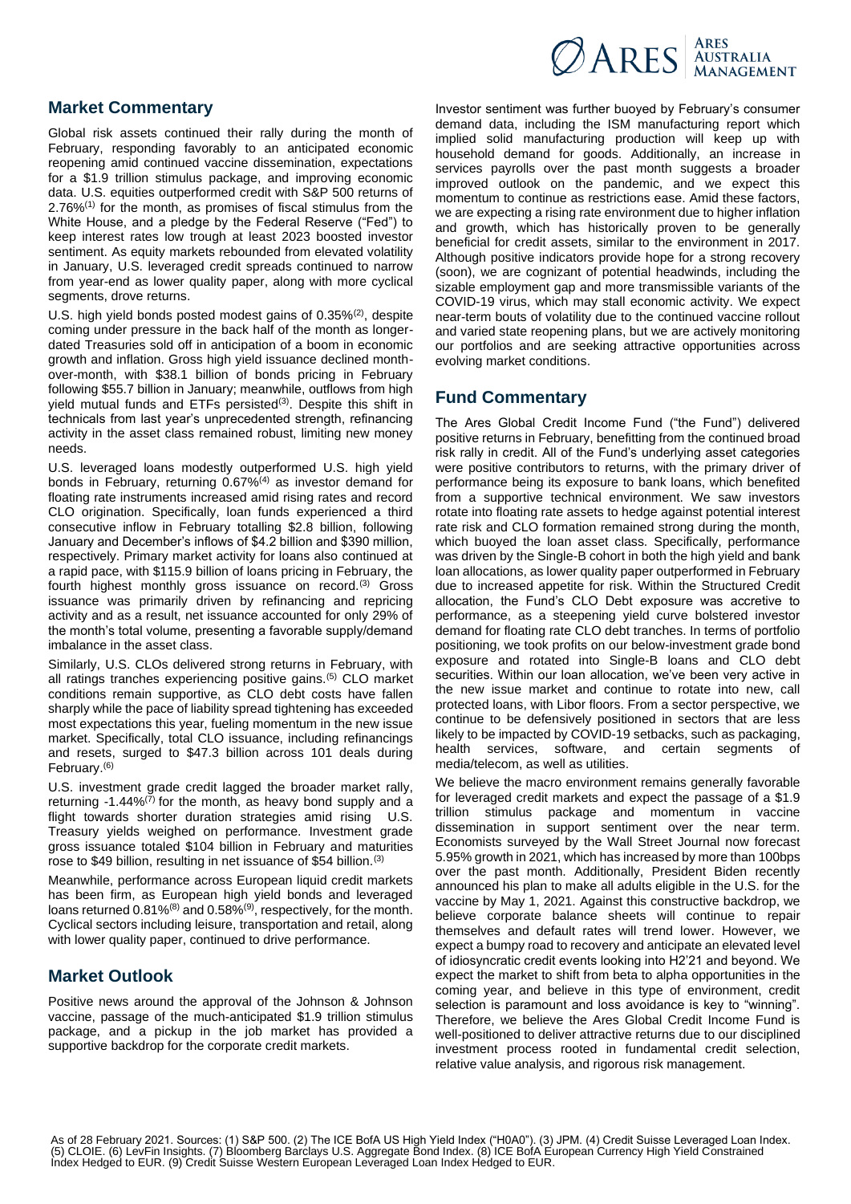## Market Commentary

Global risk assets continued their rally during the month of February, responding favorably to an anticipated economic reopening amid continued vaccine dissemination, expectations for a $1.9 trillion stimulus package, and improving economic data. U.S. equities outperformed credit with S&P 500 returns of 2.76%[1] for the month, as promises of fiscal stimulus from the White House, and a pledge by the Federal Reserve ("Fed") to keep interest rates low trough at least 2023 boosted investor sentiment. As equity markets rebounded from elevated volatility in January, U.S. leveraged credit spreads continued to narrow from year-end as lower quality paper, along with more cyclical segments, drove returns.

U.S. high yield bonds posted modest gains of 0.35%[2], despite coming under pressure in the back half of the month as longer-dated Treasuries sold off in anticipation of a boom in economic growth and inflation. Gross high yield issuance declined month-over-month, with $38.1 billion of bonds pricing in February following $55.7 billion in January; meanwhile, outflows from high yield mutual funds and ETFs persisted[3]. Despite this shift in technicals from last year's unprecedented strength, refinancing activity in the asset class remained robust, limiting new money needs.

U.S. leveraged loans modestly outperformed U.S. high yield bonds in February, returning 0.67%[4] as investor demand for floating rate instruments increased amid rising rates and record CLO origination. Specifically, loan funds experienced a third consecutive inflow in February totalling $2.8 billion, following January and December's inflows of $4.2 billion and $390 million, respectively. Primary market activity for loans also continued at a rapid pace, with $115.9 billion of loans pricing in February, the fourth highest monthly gross issuance on record.[3] Gross issuance was primarily driven by refinancing and repricing activity and as a result, net issuance accounted for only 29% of the month's total volume, presenting a favorable supply/demand imbalance in the asset class.

Similarly, U.S. CLOs delivered strong returns in February, with all ratings tranches experiencing positive gains.[5] CLO market conditions remain supportive, as CLO debt costs have fallen sharply while the pace of liability spread tightening has exceeded most expectations this year, fueling momentum in the new issue market. Specifically, total CLO issuance, including refinancings and resets, surged to $47.3 billion across 101 deals during February.[6]

U.S. investment grade credit lagged the broader market rally, returning -1.44%[7] for the month, as heavy bond supply and a flight towards shorter duration strategies amid rising U.S. Treasury yields weighed on performance. Investment grade gross issuance totaled $104 billion in February and maturities rose to $49 billion, resulting in net issuance of $54 billion.[3]

Meanwhile, performance across European liquid credit markets has been firm, as European high yield bonds and leveraged loans returned 0.81%[8] and 0.58%[9], respectively, for the month. Cyclical sectors including leisure, transportation and retail, along with lower quality paper, continued to drive performance.

## Market Outlook

Positive news around the approval of the Johnson & Johnson vaccine, passage of the much-anticipated $1.9 trillion stimulus package, and a pickup in the job market has provided a supportive backdrop for the corporate credit markets.

Investor sentiment was further buoyed by February's consumer demand data, including the ISM manufacturing report which implied solid manufacturing production will keep up with household demand for goods. Additionally, an increase in services payrolls over the past month suggests a broader improved outlook on the pandemic, and we expect this momentum to continue as restrictions ease. Amid these factors, we are expecting a rising rate environment due to higher inflation and growth, which has historically proven to be generally beneficial for credit assets, similar to the environment in 2017. Although positive indicators provide hope for a strong recovery (soon), we are cognizant of potential headwinds, including the sizable employment gap and more transmissible variants of the COVID-19 virus, which may stall economic activity. We expect near-term bouts of volatility due to the continued vaccine rollout and varied state reopening plans, but we are actively monitoring our portfolios and are seeking attractive opportunities across evolving market conditions.

## Fund Commentary

The Ares Global Credit Income Fund ("the Fund") delivered positive returns in February, benefitting from the continued broad risk rally in credit. All of the Fund's underlying asset categories were positive contributors to returns, with the primary driver of performance being its exposure to bank loans, which benefited from a supportive technical environment. We saw investors rotate into floating rate assets to hedge against potential interest rate risk and CLO formation remained strong during the month, which buoyed the loan asset class. Specifically, performance was driven by the Single-B cohort in both the high yield and bank loan allocations, as lower quality paper outperformed in February due to increased appetite for risk. Within the Structured Credit allocation, the Fund's CLO Debt exposure was accretive to performance, as a steepening yield curve bolstered investor demand for floating rate CLO debt tranches. In terms of portfolio positioning, we took profits on our below-investment grade bond exposure and rotated into Single-B loans and CLO debt securities. Within our loan allocation, we've been very active in the new issue market and continue to rotate into new, call protected loans, with Libor floors. From a sector perspective, we continue to be defensively positioned in sectors that are less likely to be impacted by COVID-19 setbacks, such as packaging, health services, software, and certain segments of media/telecom, as well as utilities.

We believe the macro environment remains generally favorable for leveraged credit markets and expect the passage of a $1.9 trillion stimulus package and momentum in vaccine dissemination in support sentiment over the near term. Economists surveyed by the Wall Street Journal now forecast 5.95% growth in 2021, which has increased by more than 100bps over the past month. Additionally, President Biden recently announced his plan to make all adults eligible in the U.S. for the vaccine by May 1, 2021. Against this constructive backdrop, we believe corporate balance sheets will continue to repair themselves and default rates will trend lower. However, we expect a bumpy road to recovery and anticipate an elevated level of idiosyncratic credit events looking into H2'21 and beyond. We expect the market to shift from beta to alpha opportunities in the coming year, and believe in this type of environment, credit selection is paramount and loss avoidance is key to "winning". Therefore, we believe the Ares Global Credit Income Fund is well-positioned to deliver attractive returns due to our disciplined investment process rooted in fundamental credit selection, relative value analysis, and rigorous risk management.

As of 28 February 2021. Sources: (1) S&P 500. (2) The ICE BofA US High Yield Index ("H0A0"). (3) JPM. (4) Credit Suisse Leveraged Loan Index. (5) CLOIE. (6) LevFin Insights. (7) Bloomberg Barclays U.S. Aggregate Bond Index. (8) ICE BofA European Currency High Yield Constrained Index Hedged to EUR. (9) Credit Suisse Western European Leveraged Loan Index Hedged to EUR.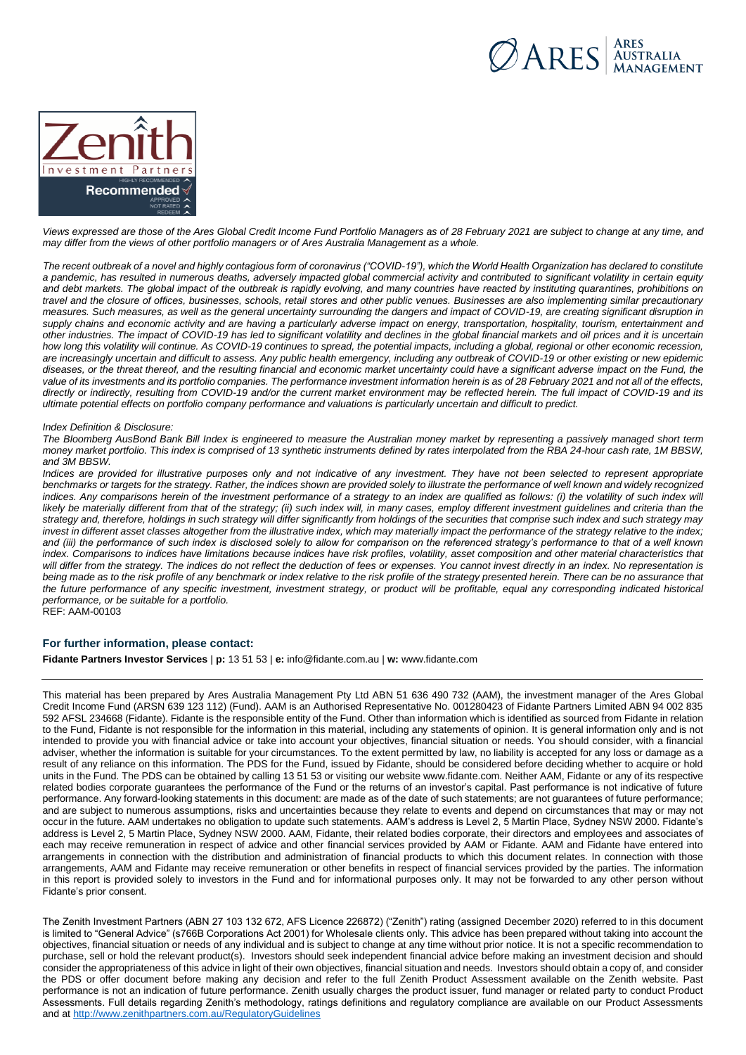*Views expressed are those of the Ares Global Credit Income Fund Portfolio Managers as of 28 February 2021 are subject to change at any time, and may differ from the views of other portfolio managers or of Ares Australia Management as a whole.*

*The recent outbreak of a novel and highly contagious form of coronavirus ("COVID-19"), which the World Health Organization has declared to constitute a pandemic, has resulted in numerous deaths, adversely impacted global commercial activity and contributed to significant volatility in certain equity and debt markets. The global impact of the outbreak is rapidly evolving, and many countries have reacted by instituting quarantines, prohibitions on travel and the closure of offices, businesses, schools, retail stores and other public venues. Businesses are also implementing similar precautionary measures. Such measures, as well as the general uncertainty surrounding the dangers and impact of COVID-19, are creating significant disruption in supply chains and economic activity and are having a particularly adverse impact on energy, transportation, hospitality, tourism, entertainment and other industries. The impact of COVID-19 has led to significant volatility and declines in the global financial markets and oil prices and it is uncertain how long this volatility will continue. As COVID-19 continues to spread, the potential impacts, including a global, regional or other economic recession, are increasingly uncertain and difficult to assess. Any public health emergency, including any outbreak of COVID-19 or other existing or new epidemic diseases, or the threat thereof, and the resulting financial and economic market uncertainty could have a significant adverse impact on the Fund, the value of its investments and its portfolio companies. The performance investment information herein is as of 28 February 2021 and not all of the effects, directly or indirectly, resulting from COVID-19 and/or the current market environment may be reflected herein. The full impact of COVID-19 and its ultimate potential effects on portfolio company performance and valuations is particularly uncertain and difficult to predict.*

*Index Definition & Disclosure:*

*The Bloomberg AusBond Bank Bill Index is engineered to measure the Australian money market by representing a passively managed short term money market portfolio. This index is comprised of 13 synthetic instruments defined by rates interpolated from the RBA 24-hour cash rate, 1M BBSW, and 3M BBSW.*

*Indices are provided for illustrative purposes only and not indicative of any investment. They have not been selected to represent appropriate benchmarks or targets for the strategy. Rather, the indices shown are provided solely to illustrate the performance of well known and widely recognized indices. Any comparisons herein of the investment performance of a strategy to an index are qualified as follows: (i) the volatility of such index will likely be materially different from that of the strategy; (ii) such index will, in many cases, employ different investment guidelines and criteria than the strategy and, therefore, holdings in such strategy will differ significantly from holdings of the securities that comprise such index and such strategy may invest in different asset classes altogether from the illustrative index, which may materially impact the performance of the strategy relative to the index; and (iii) the performance of such index is disclosed solely to allow for comparison on the referenced strategy's performance to that of a well known index. Comparisons to indices have limitations because indices have risk profiles, volatility, asset composition and other material characteristics that will differ from the strategy. The indices do not reflect the deduction of fees or expenses. You cannot invest directly in an index. No representation is being made as to the risk profile of any benchmark or index relative to the risk profile of the strategy presented herein. There can be no assurance that the future performance of any specific investment, investment strategy, or product will be profitable, equal any corresponding indicated historical performance, or be suitable for a portfolio.*

REF: AAM-00103

### For further information, please contact:

**Fidante Partners Investor Services** | **p:** 13 51 53 | **e:** info@fidante.com.au | **w:** www.fidante.com

This material has been prepared by Ares Australia Management Pty Ltd ABN 51 636 490 732 (AAM), the investment manager of the Ares Global Credit Income Fund (ARSN 639 123 112) (Fund). AAM is an Authorised Representative No. 001280423 of Fidante Partners Limited ABN 94 002 835 592 AFSL 234668 (Fidante). Fidante is the responsible entity of the Fund. Other than information which is identified as sourced from Fidante in relation to the Fund, Fidante is not responsible for the information in this material, including any statements of opinion. It is general information only and is not intended to provide you with financial advice or take into account your objectives, financial situation or needs. You should consider, with a financial adviser, whether the information is suitable for your circumstances. To the extent permitted by law, no liability is accepted for any loss or damage as a result of any reliance on this information. The PDS for the Fund, issued by Fidante, should be considered before deciding whether to acquire or hold units in the Fund. The PDS can be obtained by calling 13 51 53 or visiting our website www.fidante.com. Neither AAM, Fidante or any of its respective related bodies corporate guarantees the performance of the Fund or the returns of an investor's capital. Past performance is not indicative of future performance. Any forward-looking statements in this document: are made as of the date of such statements; are not guarantees of future performance; and are subject to numerous assumptions, risks and uncertainties because they relate to events and depend on circumstances that may or may not occur in the future. AAM undertakes no obligation to update such statements. AAM's address is Level 2, 5 Martin Place, Sydney NSW 2000. Fidante's address is Level 2, 5 Martin Place, Sydney NSW 2000. AAM, Fidante, their related bodies corporate, their directors and employees and associates of each may receive remuneration in respect of advice and other financial services provided by AAM or Fidante. AAM and Fidante have entered into arrangements in connection with the distribution and administration of financial products to which this document relates. In connection with those arrangements, AAM and Fidante may receive remuneration or other benefits in respect of financial services provided by the parties. The information in this report is provided solely to investors in the Fund and for informational purposes only. It may not be forwarded to any other person without Fidante's prior consent.

The Zenith Investment Partners (ABN 27 103 132 672, AFS Licence 226872) ("Zenith") rating (assigned December 2020) referred to in this document is limited to "General Advice" (s766B Corporations Act 2001) for Wholesale clients only. This advice has been prepared without taking into account the objectives, financial situation or needs of any individual and is subject to change at any time without prior notice. It is not a specific recommendation to purchase, sell or hold the relevant product(s). Investors should seek independent financial advice before making an investment decision and should consider the appropriateness of this advice in light of their own objectives, financial situation and needs. Investors should obtain a copy of, and consider the PDS or offer document before making any decision and refer to the full Zenith Product Assessment available on the Zenith website. Past performance is not an indication of future performance. Zenith usually charges the product issuer, fund manager or related party to conduct Product Assessments. Full details regarding Zenith's methodology, ratings definitions and regulatory compliance are available on our Product Assessments and at http://www.zenithpartners.com.au/RegulatoryGuidelines